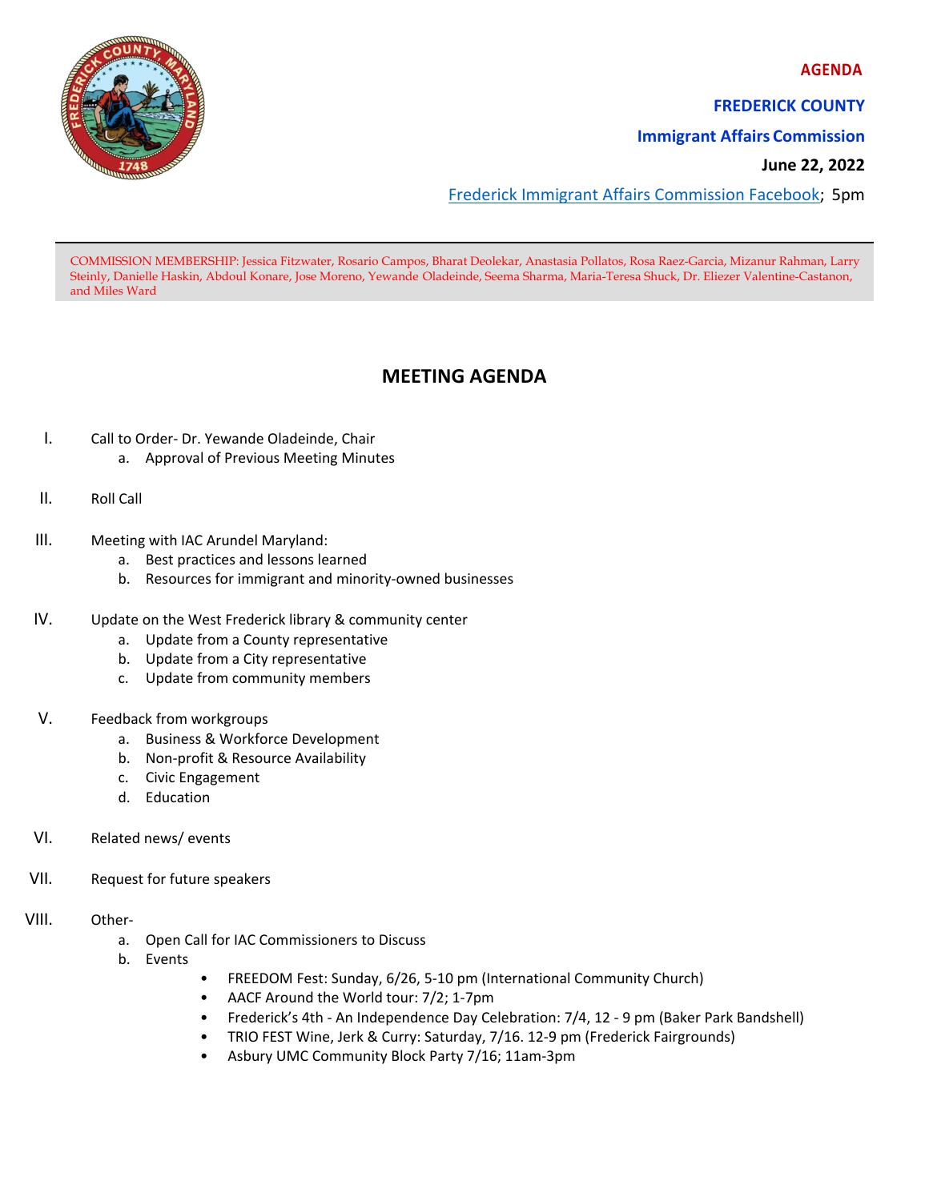**AGENDA**

**FREDERICK COUNTY**

**Immigrant Affairs Commission**

**June 22, 2022**

[Frederick Immigrant Affairs Commission Facebook](); 5pm

COMMISSION MEMBERSHIP: Jessica Fitzwater, Rosario Campos, Bharat Deolekar, Anastasia Pollatos, Rosa Raez-Garcia, Mizanur Rahman, Larry Steinly, Danielle Haskin, Abdoul Konare, Jose Moreno, Yewande Oladeinde, Seema Sharma, Maria-Teresa Shuck, Dr. Eliezer Valentine-Castanon, and Miles Ward

## MEETING AGENDA

I. Call to Order- Dr. Yewande Oladeinde, Chair
   a. Approval of Previous Meeting Minutes

II. Roll Call

III. Meeting with IAC Arundel Maryland:
   a. Best practices and lessons learned
   b. Resources for immigrant and minority-owned businesses

IV. Update on the West Frederick library & community center
   a. Update from a County representative
   b. Update from a City representative
   c. Update from community members

V. Feedback from workgroups
   a. Business & Workforce Development
   b. Non-profit & Resource Availability
   c. Civic Engagement
   d. Education

VI. Related news/ events

VII. Request for future speakers

VIII. Other-
   a. Open Call for IAC Commissioners to Discuss
   b. Events
      - FREEDOM Fest: Sunday, 6/26, 5-10 pm (International Community Church)
      - AACF Around the World tour: 7/2; 1-7pm
      - Frederick's 4th - An Independence Day Celebration: 7/4, 12 - 9 pm (Baker Park Bandshell)
      - TRIO FEST Wine, Jerk & Curry: Saturday, 7/16. 12-9 pm (Frederick Fairgrounds)
      - Asbury UMC Community Block Party 7/16; 11am-3pm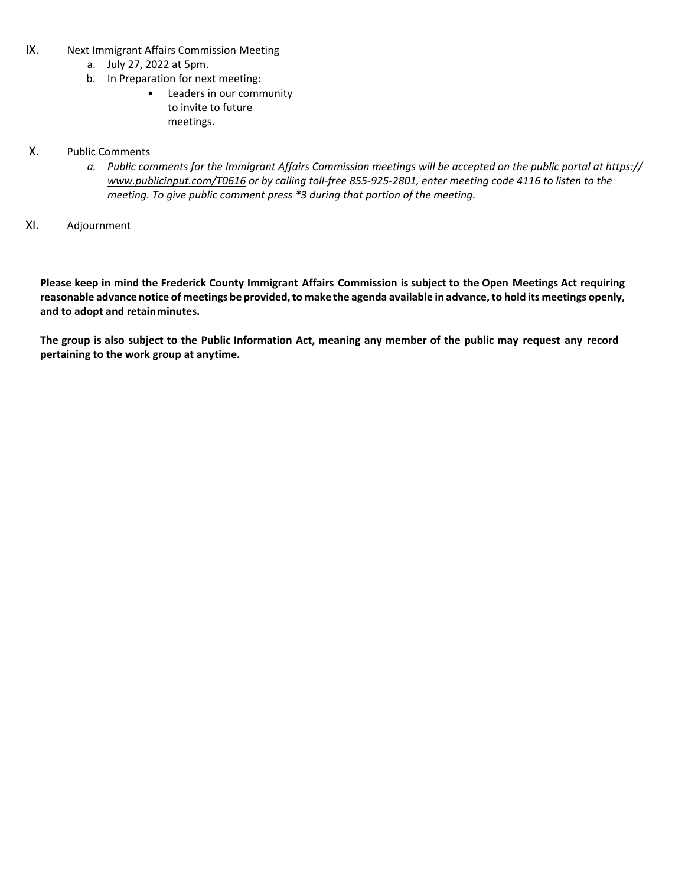IX. Next Immigrant Affairs Commission Meeting

   a. July 27, 2022 at 5pm.
   b. In Preparation for next meeting:
      - Leaders in our community to invite to future meetings.

X. Public Comments

   a. *Public comments for the Immigrant Affairs Commission meetings will be accepted on the public portal at https://www.publicinput.com/T0616 or by calling toll-free 855-925-2801, enter meeting code 4116 to listen to the meeting. To give public comment press *3 during that portion of the meeting.*

XI. Adjournment

**Please keep in mind the Frederick County Immigrant Affairs Commission is subject to the Open Meetings Act requiring reasonable advance notice of meetings be provided, to make the agenda available in advance, to hold its meetings openly, and to adopt and retain minutes.**

**The group is also subject to the Public Information Act, meaning any member of the public may request any record pertaining to the work group at anytime.**